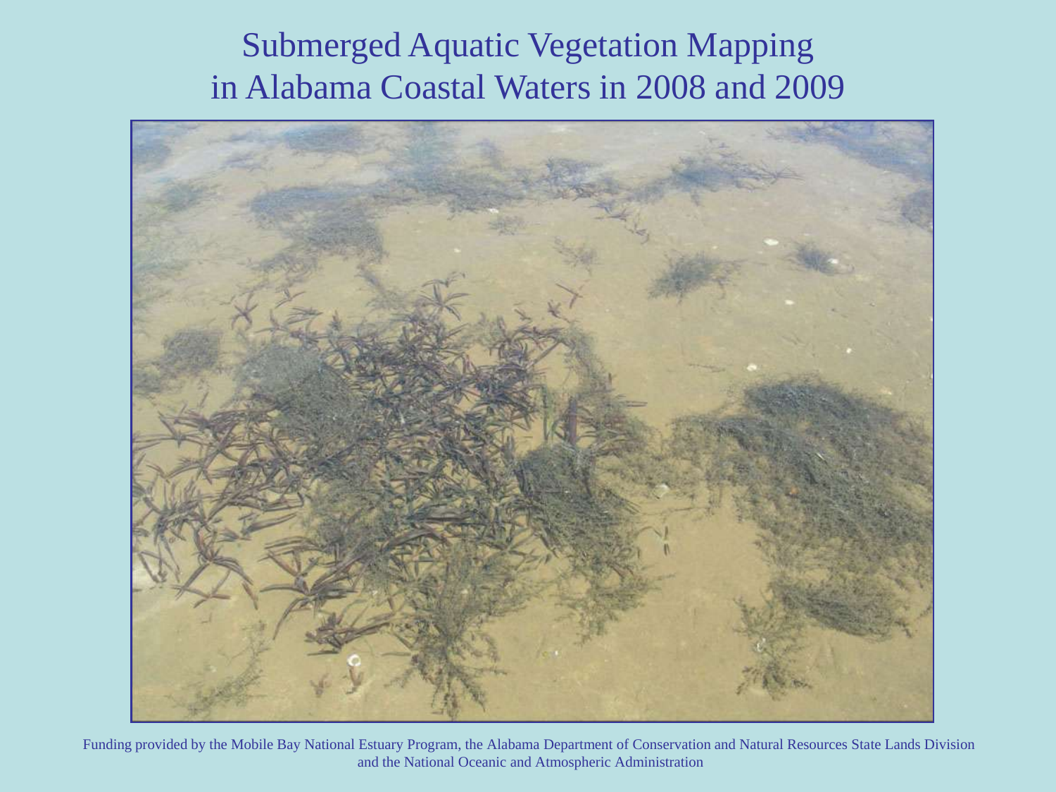# Submerged Aquatic Vegetation Mapping in Alabama Coastal Waters in 2008 and 2009

Funding provided by the Mobile Bay National Estuary Program, the Alabama Department of Conservation and Natural Resources State Lands Division and the National Oceanic and Atmospheric Administration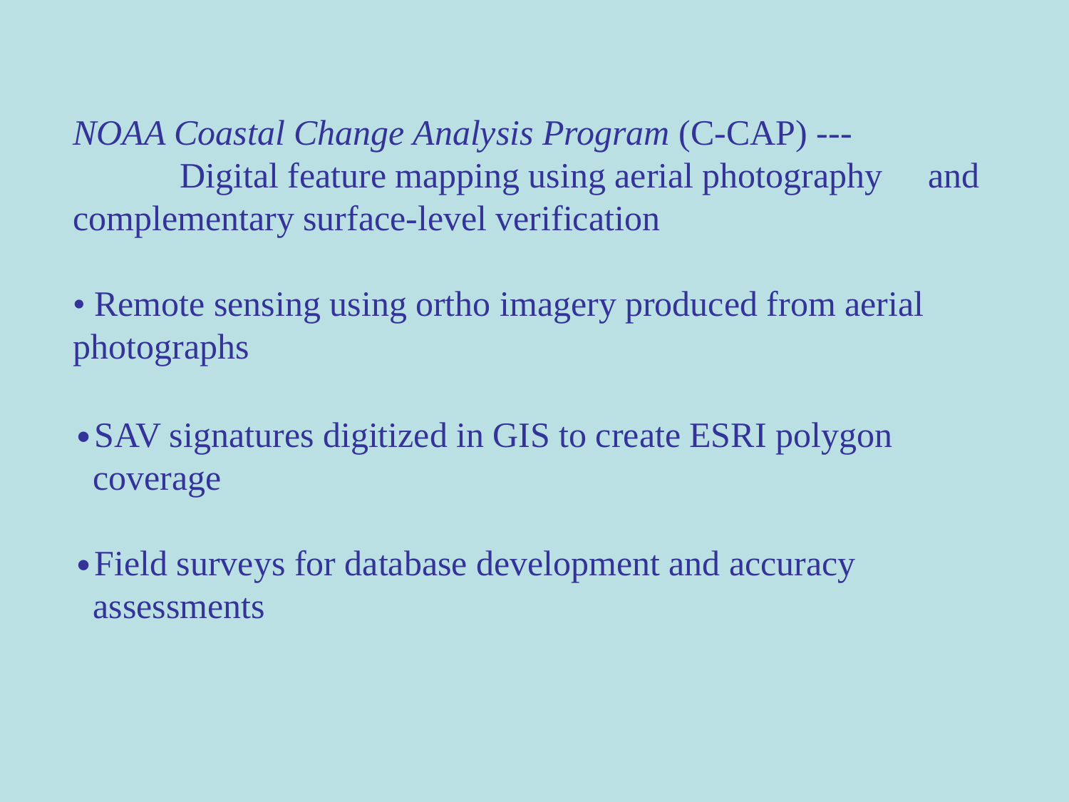*NOAA Coastal Change Analysis Program* (C-CAP) --- Digital feature mapping using aerial photography and complementary surface-level verification

- Remote sensing using ortho imagery produced from aerial photographs
- SAV signatures digitized in GIS to create ESRI polygon coverage
- Field surveys for database development and accuracy assessments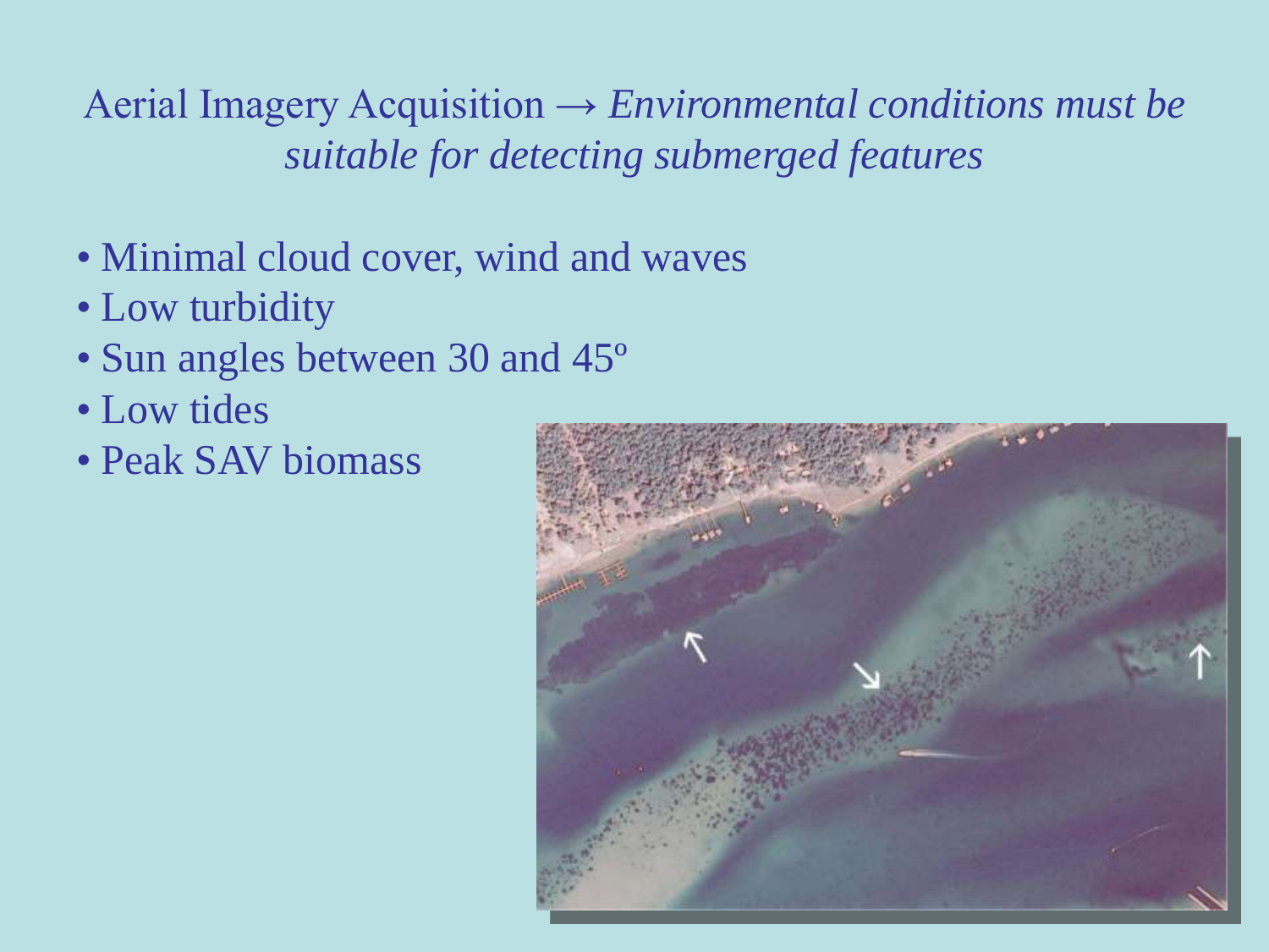Aerial Imagery Acquisition → *Environmental conditions must be suitable for detecting submerged features*

- Minimal cloud cover, wind and waves
- Low turbidity
- Sun angles between 30 and 45º
- Low tides
- Peak SAV biomass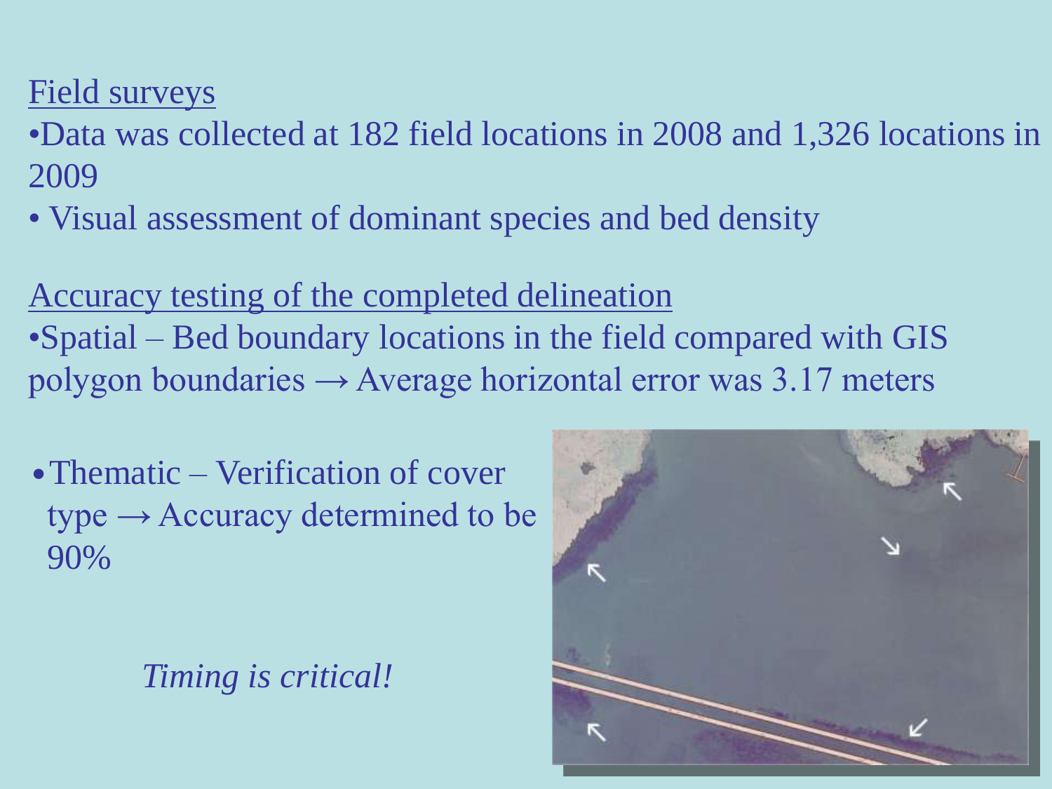Field surveys

- Data was collected at 182 field locations in 2008 and 1,326 locations in 2009
- Visual assessment of dominant species and bed density

Accuracy testing of the completed delineation

- Spatial – Bed boundary locations in the field compared with GIS polygon boundaries → Average horizontal error was 3.17 meters

- Thematic – Verification of cover type → Accuracy determined to be 90%

*Timing is critical!*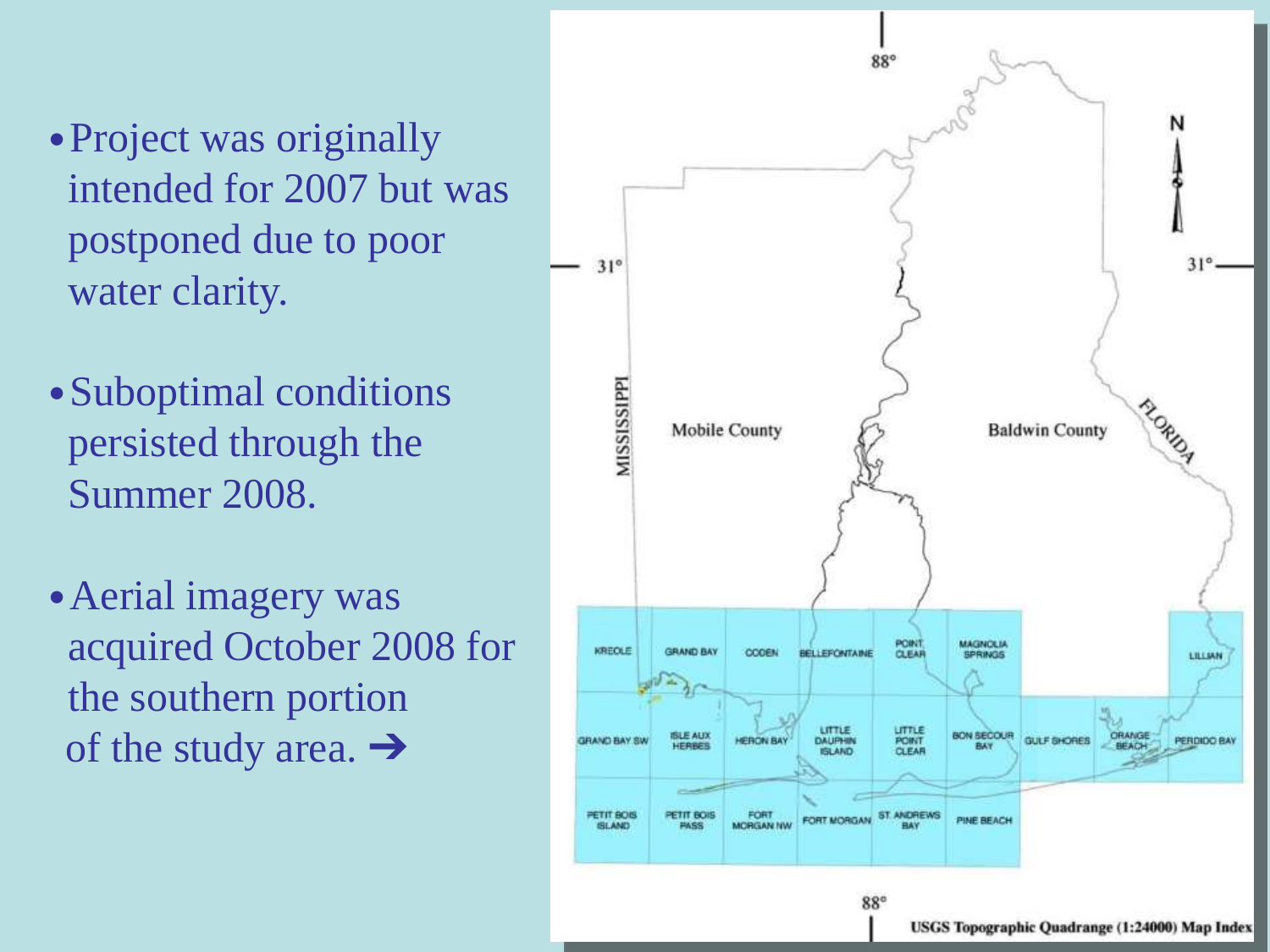- Project was originally intended for 2007 but was postponed due to poor water clarity.
- Suboptimal conditions persisted through the Summer 2008.
- Aerial imagery was acquired October 2008 for the southern portion of the study area. ➔

88°

31°

MISSISSIPPI

Mobile County

Baldwin County

FLORIDA

N

KREOLE, GRAND BAY, CODEN, BELLEFONTAINE, POINT CLEAR, MAGNOLIA SPRINGS, LILLIAN

GRAND BAY SW, ISLE AUX HERBES, HERON BAY, LITTLE DAUPHIN ISLAND, LITTLE POINT CLEAR, BON SECOUR BAY, GULF SHORES, ORANGE BEACH, PERDIDO BAY

PETIT BOIS ISLAND, PETIT BOIS PASS, FORT MORGAN NW, FORT MORGAN, ST. ANDREWS BAY, PINE BEACH

USGS Topographic Quadrange (1:24000) Map Index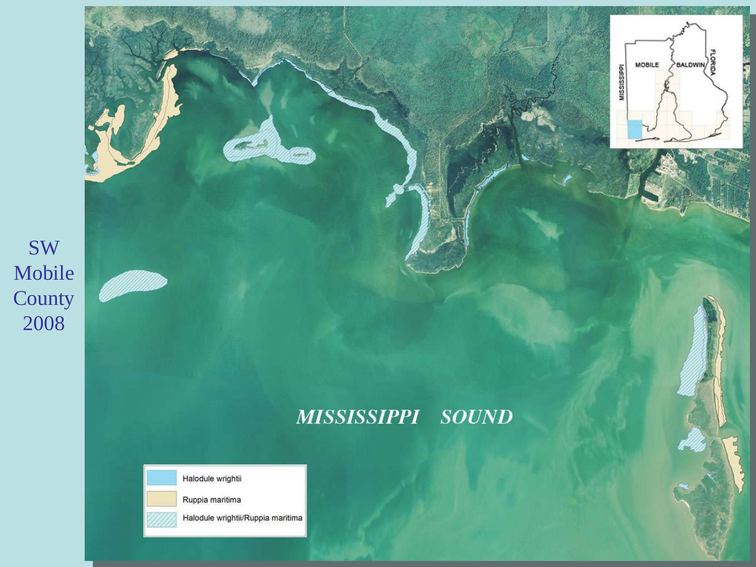SW Mobile County 2008

MISSISSIPPI SOUND

- Halodule wrightii
- Ruppia maritima
- Halodule wrightii/Ruppia maritima

MOBILE BALDWIN MISSISSIPPI FLORIDA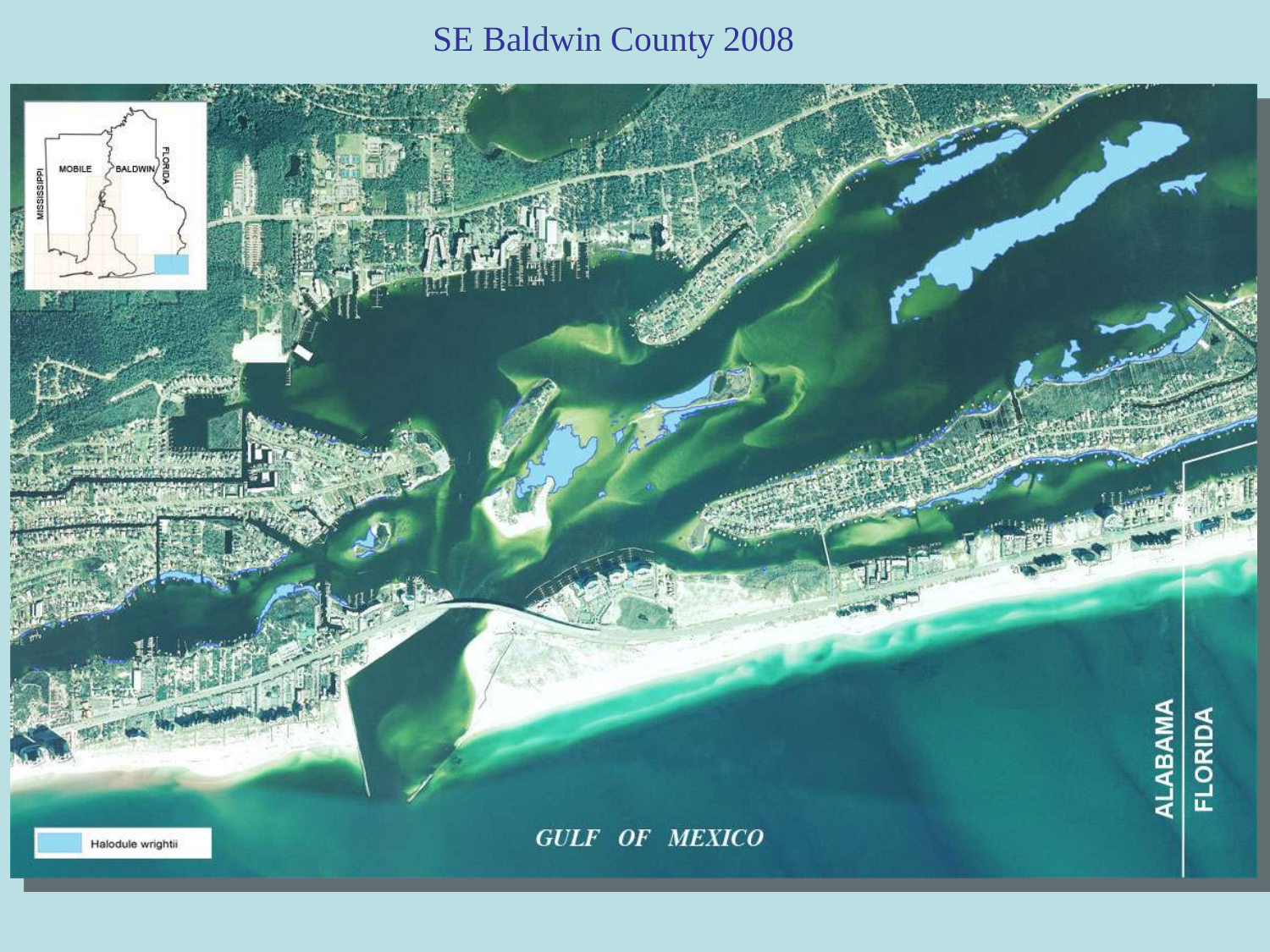# SE Baldwin County 2008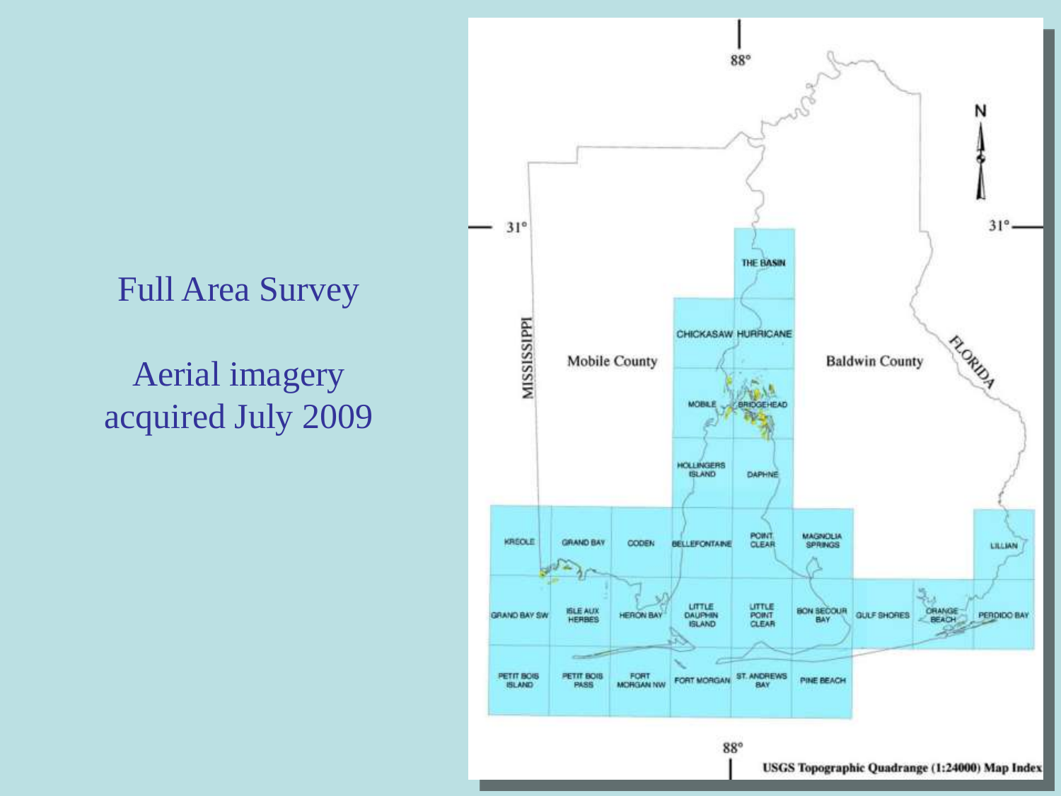Full Area Survey

Aerial imagery acquired July 2009

88°

N

31°

31°

MISSISSIPPI

Mobile County

Baldwin County

FLORIDA

THE BASIN

CHICKASAW

HURRICANE

MOBILE

BRIDGEHEAD

HOLLINGERS ISLAND

DAPHNE

KREOLE

GRAND BAY

CODEN

BELLEFONTAINE

POINT CLEAR

MAGNOLIA SPRINGS

LILLIAN

GRAND BAY SW

ISLE AUX HERBES

HERON BAY

LITTLE DAUPHIN ISLAND

LITTLE POINT CLEAR

BON SECOUR BAY

GULF SHORES

ORANGE BEACH

PERDIDO BAY

PETIT BOIS ISLAND

PETIT BOIS PASS

FORT MORGAN NW

FORT MORGAN

ST. ANDREWS BAY

PINE BEACH

88°

USGS Topographic Quadrange (1:24000) Map Index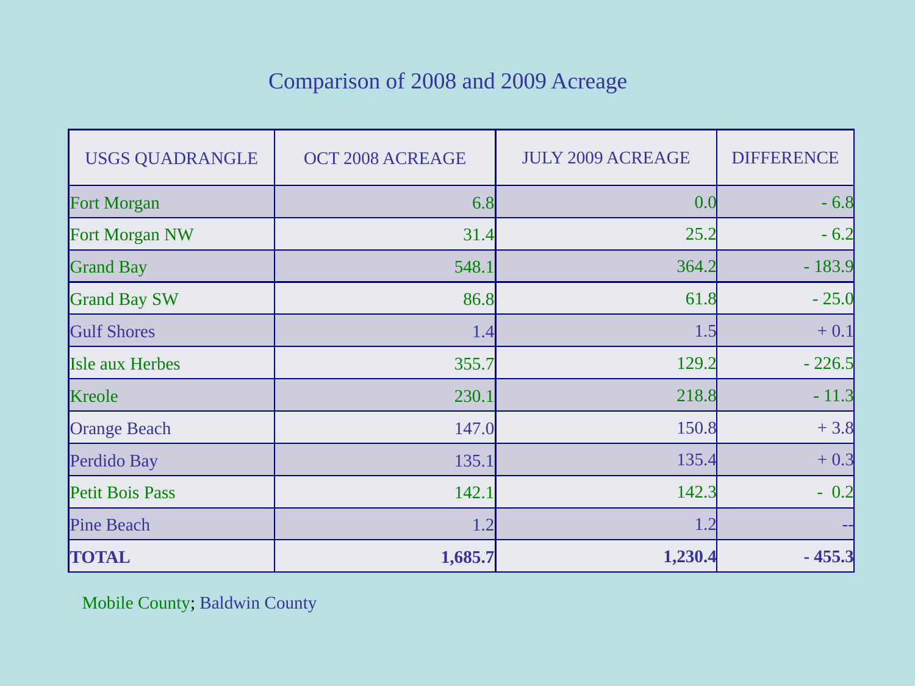# Comparison of 2008 and 2009 Acreage

| USGS QUADRANGLE | OCT 2008 ACREAGE | JULY 2009 ACREAGE | DIFFERENCE |
|---|---:|---:|---:|
| Fort Morgan | 6.8 | 0.0 | - 6.8 |
| Fort Morgan NW | 31.4 | 25.2 | - 6.2 |
| Grand Bay | 548.1 | 364.2 | - 183.9 |
| Grand Bay SW | 86.8 | 61.8 | - 25.0 |
| Gulf Shores | 1.4 | 1.5 | + 0.1 |
| Isle aux Herbes | 355.7 | 129.2 | - 226.5 |
| Kreole | 230.1 | 218.8 | - 11.3 |
| Orange Beach | 147.0 | 150.8 | + 3.8 |
| Perdido Bay | 135.1 | 135.4 | + 0.3 |
| Petit Bois Pass | 142.1 | 142.3 | - 0.2 |
| Pine Beach | 1.2 | 1.2 | -- |
| **TOTAL** | **1,685.7** | **1,230.4** | **- 455.3** |

Mobile County; Baldwin County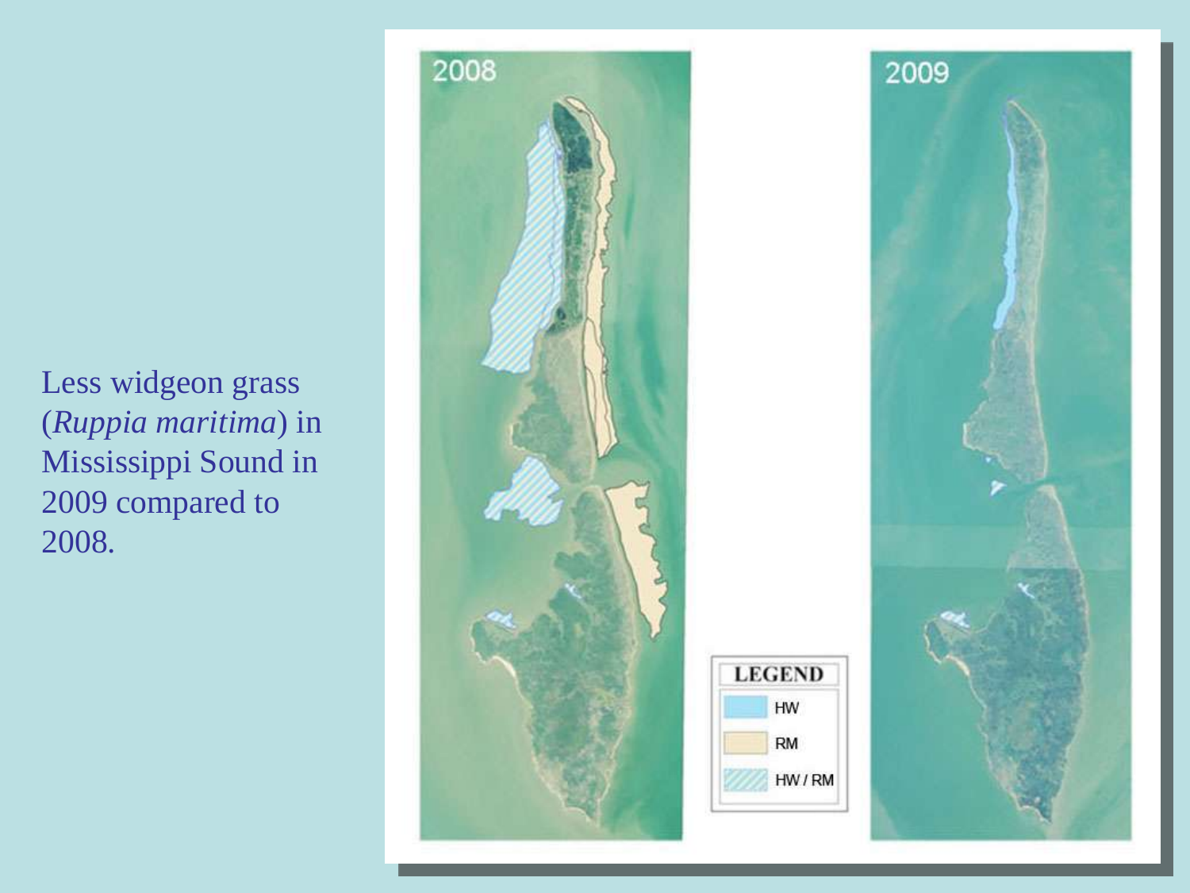Less widgeon grass (*Ruppia maritima*) in Mississippi Sound in 2009 compared to 2008.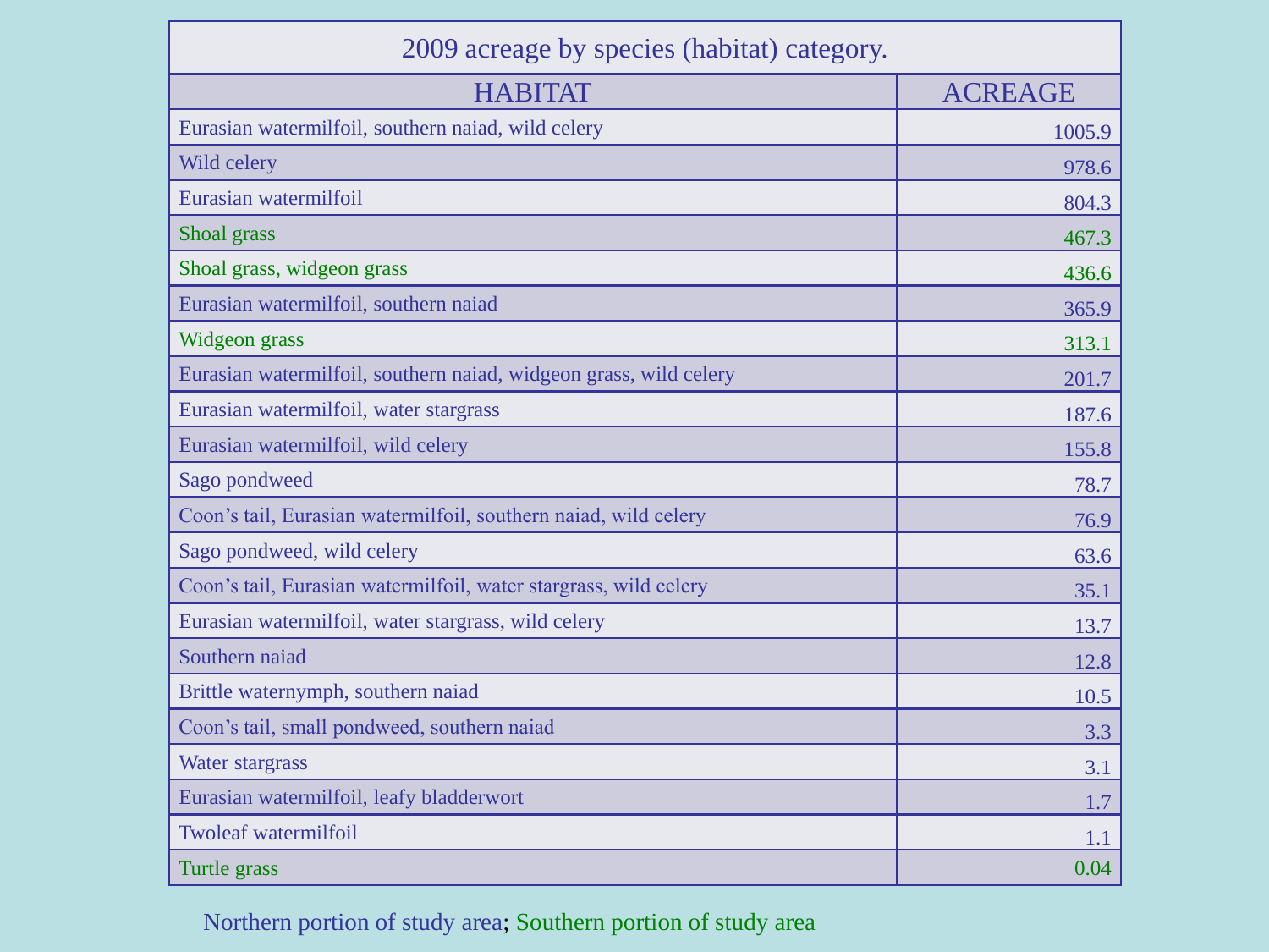| 2009 acreage by species (habitat) category. | |
|---|---|
| HABITAT | ACREAGE |
| Eurasian watermilfoil, southern naiad, wild celery | 1005.9 |
| Wild celery | 978.6 |
| Eurasian watermilfoil | 804.3 |
| Shoal grass | 467.3 |
| Shoal grass, widgeon grass | 436.6 |
| Eurasian watermilfoil, southern naiad | 365.9 |
| Widgeon grass | 313.1 |
| Eurasian watermilfoil, southern naiad, widgeon grass, wild celery | 201.7 |
| Eurasian watermilfoil, water stargrass | 187.6 |
| Eurasian watermilfoil, wild celery | 155.8 |
| Sago pondweed | 78.7 |
| Coon's tail, Eurasian watermilfoil, southern naiad, wild celery | 76.9 |
| Sago pondweed, wild celery | 63.6 |
| Coon's tail, Eurasian watermilfoil, water stargrass, wild celery | 35.1 |
| Eurasian watermilfoil, water stargrass, wild celery | 13.7 |
| Southern naiad | 12.8 |
| Brittle waternymph, southern naiad | 10.5 |
| Coon's tail, small pondweed, southern naiad | 3.3 |
| Water stargrass | 3.1 |
| Eurasian watermilfoil, leafy bladderwort | 1.7 |
| Twoleaf watermilfoil | 1.1 |
| Turtle grass | 0.04 |

Northern portion of study area; Southern portion of study area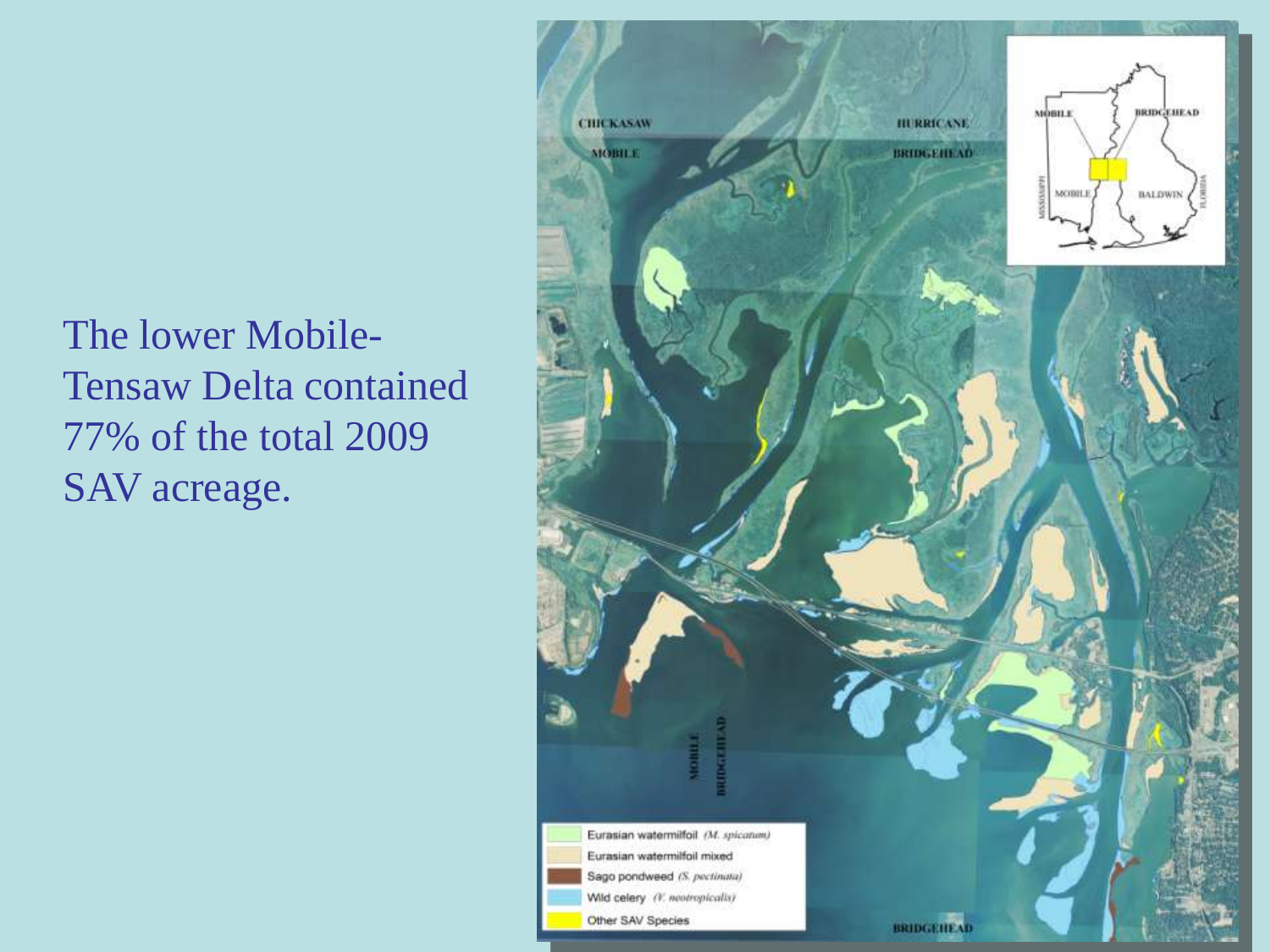The lower Mobile-Tensaw Delta contained 77% of the total 2009 SAV acreage.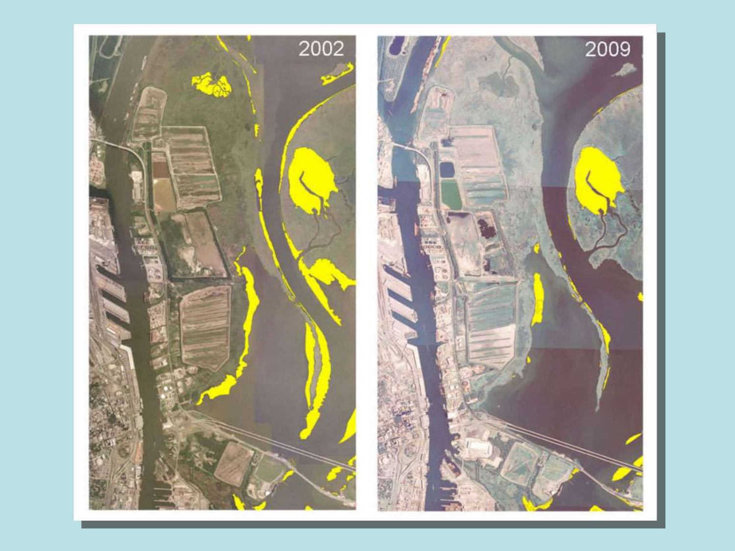2002

2009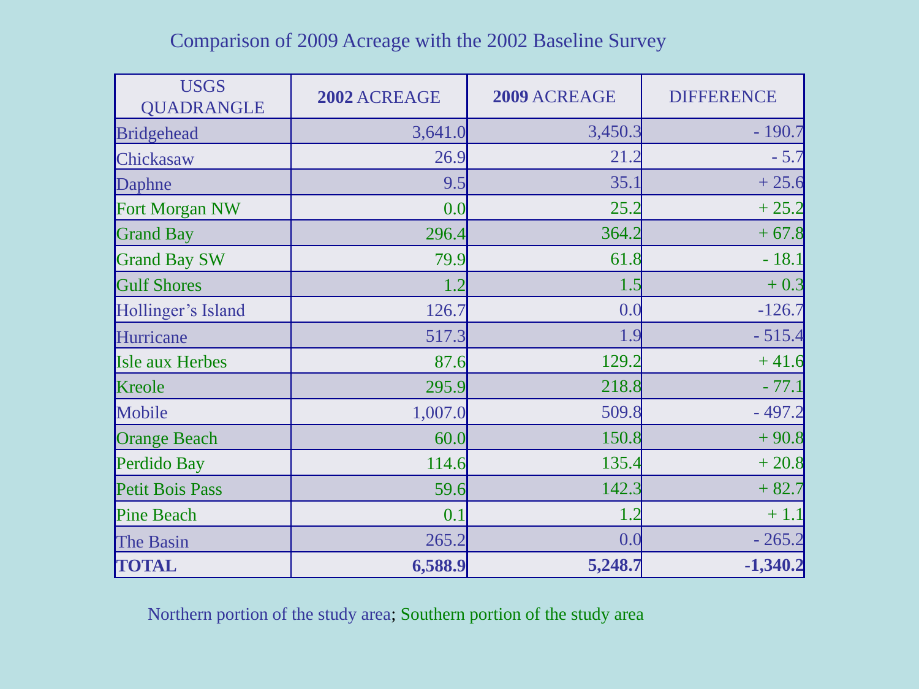Comparison of 2009 Acreage with the 2002 Baseline Survey

| USGS QUADRANGLE | **2002** ACREAGE | **2009** ACREAGE | DIFFERENCE |
|---|---|---|---|
| Bridgehead | 3,641.0 | 3,450.3 | - 190.7 |
| Chickasaw | 26.9 | 21.2 | - 5.7 |
| Daphne | 9.5 | 35.1 | + 25.6 |
| Fort Morgan NW | 0.0 | 25.2 | + 25.2 |
| Grand Bay | 296.4 | 364.2 | + 67.8 |
| Grand Bay SW | 79.9 | 61.8 | - 18.1 |
| Gulf Shores | 1.2 | 1.5 | + 0.3 |
| Hollinger's Island | 126.7 | 0.0 | -126.7 |
| Hurricane | 517.3 | 1.9 | - 515.4 |
| Isle aux Herbes | 87.6 | 129.2 | + 41.6 |
| Kreole | 295.9 | 218.8 | - 77.1 |
| Mobile | 1,007.0 | 509.8 | - 497.2 |
| Orange Beach | 60.0 | 150.8 | + 90.8 |
| Perdido Bay | 114.6 | 135.4 | + 20.8 |
| Petit Bois Pass | 59.6 | 142.3 | + 82.7 |
| Pine Beach | 0.1 | 1.2 | + 1.1 |
| The Basin | 265.2 | 0.0 | - 265.2 |
| **TOTAL** | **6,588.9** | **5,248.7** | **-1,340.2** |

Northern portion of the study area; Southern portion of the study area